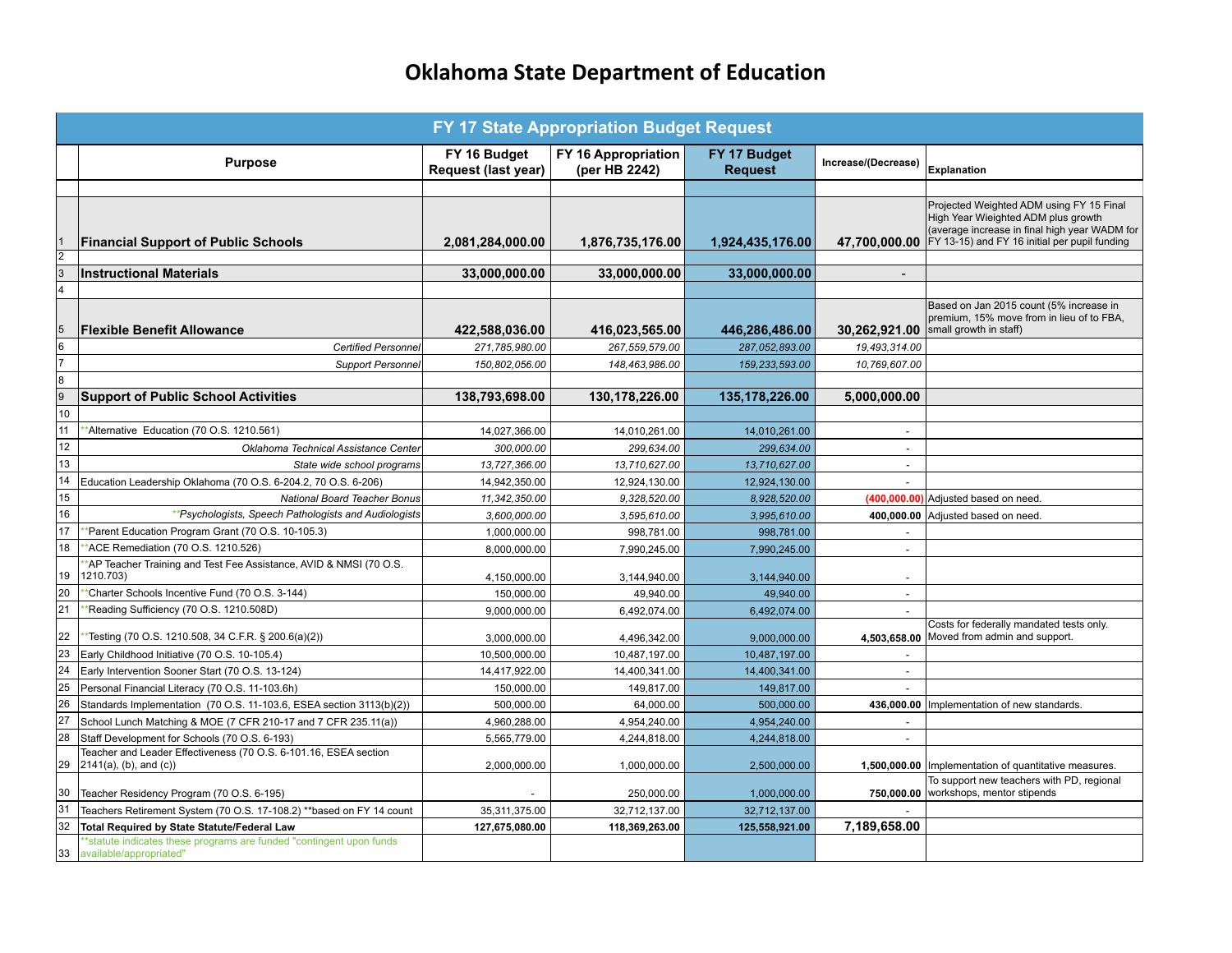# Oklahoma State Department of Education

| | FY 17 State Appropriation Budget Request | | | | | |
|---|---|---|---|---|---|---|
| | **Purpose** | **FY 16 Budget Request (last year)** | **FY 16 Appropriation (per HB 2242)** | **FY 17 Budget Request** | **Increase/(Decrease)** | **Explanation** |
| | | | | | | |
| 1 | **Financial Support of Public Schools** | **2,081,284,000.00** | **1,876,735,176.00** | **1,924,435,176.00** | **47,700,000.00** | Projected Weighted ADM using FY 15 Final High Year Wieighted ADM plus growth (average increase in final high year WADM for FY 13-15) and FY 16 initial per pupil funding |
| 2 | | | | | | |
| 3 | **Instructional Materials** | **33,000,000.00** | **33,000,000.00** | **33,000,000.00** | **-** | |
| 4 | | | | | | |
| 5 | **Flexible Benefit Allowance** | **422,588,036.00** | **416,023,565.00** | **446,286,486.00** | **30,262,921.00** | Based on Jan 2015 count (5% increase in premium, 15% move from in lieu of to FBA, small growth in staff) |
| 6 | *Certified Personnel* | *271,785,980.00* | *267,559,579.00* | *287,052,893.00* | *19,493,314.00* | |
| 7 | *Support Personnel* | *150,802,056.00* | *148,463,986.00* | *159,233,593.00* | *10,769,607.00* | |
| 8 | | | | | | |
| 9 | **Support of Public School Activities** | **138,793,698.00** | **130,178,226.00** | **135,178,226.00** | **5,000,000.00** | |
| 10 | | | | | | |
| 11 | **Alternative Education (70 O.S. 1210.561) | 14,027,366.00 | 14,010,261.00 | 14,010,261.00 | - | |
| 12 | *Oklahoma Technical Assistance Center* | *300,000.00* | *299,634.00* | *299,634.00* | - | |
| 13 | *State wide school programs* | *13,727,366.00* | *13,710,627.00* | *13,710,627.00* | - | |
| 14 | Education Leadership Oklahoma (70 O.S. 6-204.2, 70 O.S. 6-206) | 14,942,350.00 | 12,924,130.00 | 12,924,130.00 | - | |
| 15 | *National Board Teacher Bonus* | *11,342,350.00* | *9,328,520.00* | *8,928,520.00* | **(400,000.00)** | Adjusted based on need. |
| 16 | *\*\*Psychologists, Speech Pathologists and Audiologists* | *3,600,000.00* | *3,595,610.00* | *3,995,610.00* | **400,000.00** | Adjusted based on need. |
| 17 | **Parent Education Program Grant (70 O.S. 10-105.3) | 1,000,000.00 | 998,781.00 | 998,781.00 | - | |
| 18 | **ACE Remediation (70 O.S. 1210.526) | 8,000,000.00 | 7,990,245.00 | 7,990,245.00 | - | |
| 19 | **AP Teacher Training and Test Fee Assistance, AVID & NMSI (70 O.S. 1210.703) | 4,150,000.00 | 3,144,940.00 | 3,144,940.00 | - | |
| 20 | **Charter Schools Incentive Fund (70 O.S. 3-144) | 150,000.00 | 49,940.00 | 49,940.00 | - | |
| 21 | **Reading Sufficiency (70 O.S. 1210.508D) | 9,000,000.00 | 6,492,074.00 | 6,492,074.00 | - | |
| 22 | **Testing (70 O.S. 1210.508, 34 C.F.R. § 200.6(a)(2)) | 3,000,000.00 | 4,496,342.00 | 9,000,000.00 | **4,503,658.00** | Costs for federally mandated tests only. Moved from admin and support. |
| 23 | Early Childhood Initiative (70 O.S. 10-105.4) | 10,500,000.00 | 10,487,197.00 | 10,487,197.00 | - | |
| 24 | Early Intervention Sooner Start (70 O.S. 13-124) | 14,417,922.00 | 14,400,341.00 | 14,400,341.00 | - | |
| 25 | Personal Financial Literacy (70 O.S. 11-103.6h) | 150,000.00 | 149,817.00 | 149,817.00 | - | |
| 26 | Standards Implementation (70 O.S. 11-103.6, ESEA section 3113(b)(2)) | 500,000.00 | 64,000.00 | 500,000.00 | **436,000.00** | Implementation of new standards. |
| 27 | School Lunch Matching & MOE (7 CFR 210-17 and 7 CFR 235.11(a)) | 4,960,288.00 | 4,954,240.00 | 4,954,240.00 | - | |
| 28 | Staff Development for Schools (70 O.S. 6-193) | 5,565,779.00 | 4,244,818.00 | 4,244,818.00 | - | |
| 29 | Teacher and Leader Effectiveness (70 O.S. 6-101.16, ESEA section 2141(a), (b), and (c)) | 2,000,000.00 | 1,000,000.00 | 2,500,000.00 | **1,500,000.00** | Implementation of quantitative measures. |
| 30 | Teacher Residency Program (70 O.S. 6-195) | - | 250,000.00 | 1,000,000.00 | **750,000.00** | To support new teachers with PD, regional workshops, mentor stipends |
| 31 | Teachers Retirement System (70 O.S. 17-108.2) **based on FY 14 count | 35,311,375.00 | 32,712,137.00 | 32,712,137.00 | - | |
| 32 | **Total Required by State Statute/Federal Law** | **127,675,080.00** | **118,369,263.00** | **125,558,921.00** | **7,189,658.00** | |
| 33 | **statute indicates these programs are funded "contingent upon funds available/appropriated" | | | | | |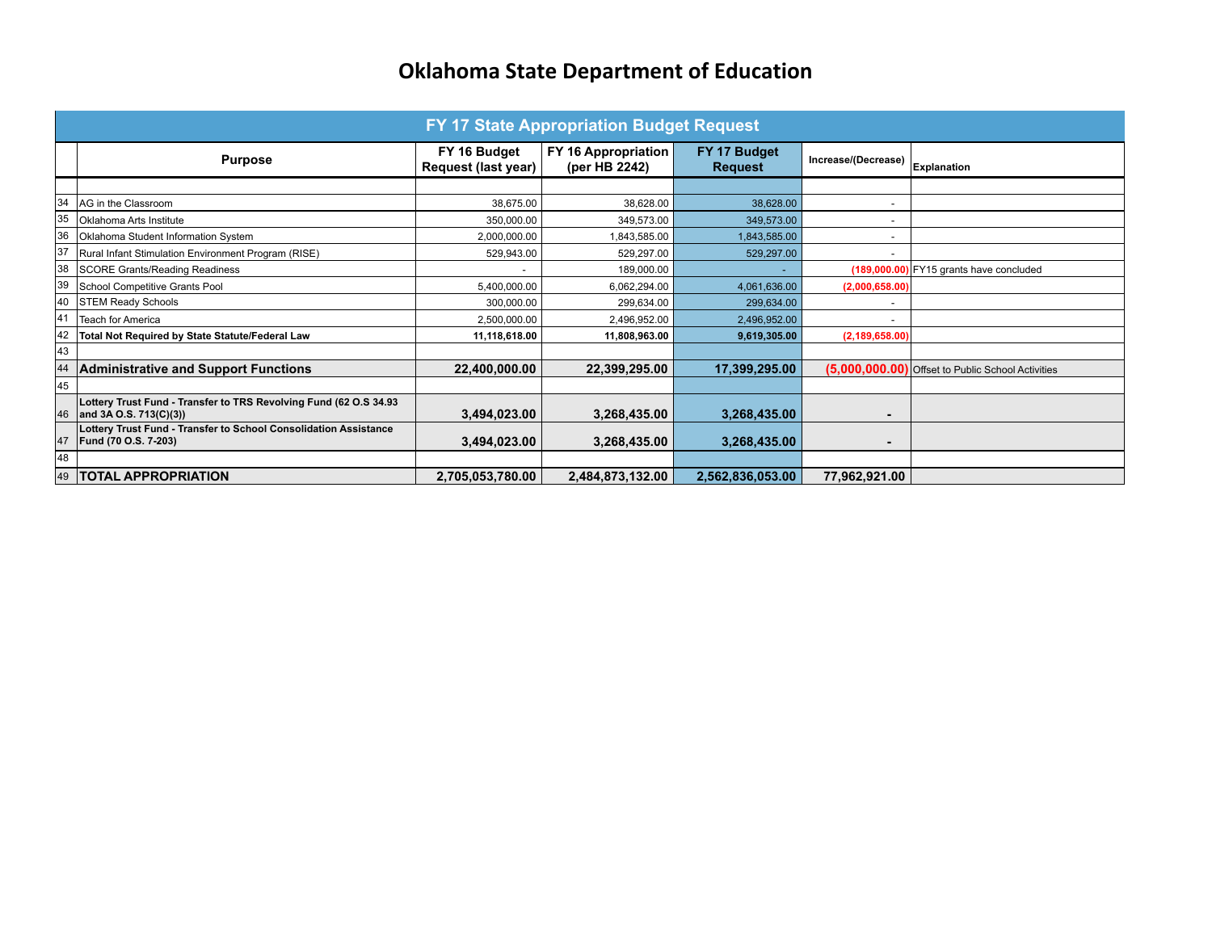# Oklahoma State Department of Education

| | FY 17 State Appropriation Budget Request | | | | | |
|---|---|---|---|---|---|---|
| | **Purpose** | **FY 16 Budget Request (last year)** | **FY 16 Appropriation (per HB 2242)** | **FY 17 Budget Request** | **Increase/(Decrease)** | **Explanation** |
| | | | | | | |
| 34 | AG in the Classroom | 38,675.00 | 38,628.00 | 38,628.00 | - | |
| 35 | Oklahoma Arts Institute | 350,000.00 | 349,573.00 | 349,573.00 | - | |
| 36 | Oklahoma Student Information System | 2,000,000.00 | 1,843,585.00 | 1,843,585.00 | - | |
| 37 | Rural Infant Stimulation Environment Program (RISE) | 529,943.00 | 529,297.00 | 529,297.00 | - | |
| 38 | SCORE Grants/Reading Readiness | - | 189,000.00 | - | (189,000.00) | FY15 grants have concluded |
| 39 | School Competitive Grants Pool | 5,400,000.00 | 6,062,294.00 | 4,061,636.00 | (2,000,658.00) | |
| 40 | STEM Ready Schools | 300,000.00 | 299,634.00 | 299,634.00 | - | |
| 41 | Teach for America | 2,500,000.00 | 2,496,952.00 | 2,496,952.00 | - | |
| 42 | **Total Not Required by State Statute/Federal Law** | **11,118,618.00** | **11,808,963.00** | **9,619,305.00** | **(2,189,658.00)** | |
| 43 | | | | | | |
| 44 | **Administrative and Support Functions** | **22,400,000.00** | **22,399,295.00** | **17,399,295.00** | **(5,000,000.00)** | Offset to Public School Activities |
| 45 | | | | | | |
| 46 | **Lottery Trust Fund - Transfer to TRS Revolving Fund (62 O.S 34.93 and 3A O.S. 713(C)(3))** | **3,494,023.00** | **3,268,435.00** | **3,268,435.00** | **-** | |
| 47 | **Lottery Trust Fund - Transfer to School Consolidation Assistance Fund (70 O.S. 7-203)** | **3,494,023.00** | **3,268,435.00** | **3,268,435.00** | **-** | |
| 48 | | | | | | |
| 49 | **TOTAL APPROPRIATION** | **2,705,053,780.00** | **2,484,873,132.00** | **2,562,836,053.00** | **77,962,921.00** | |